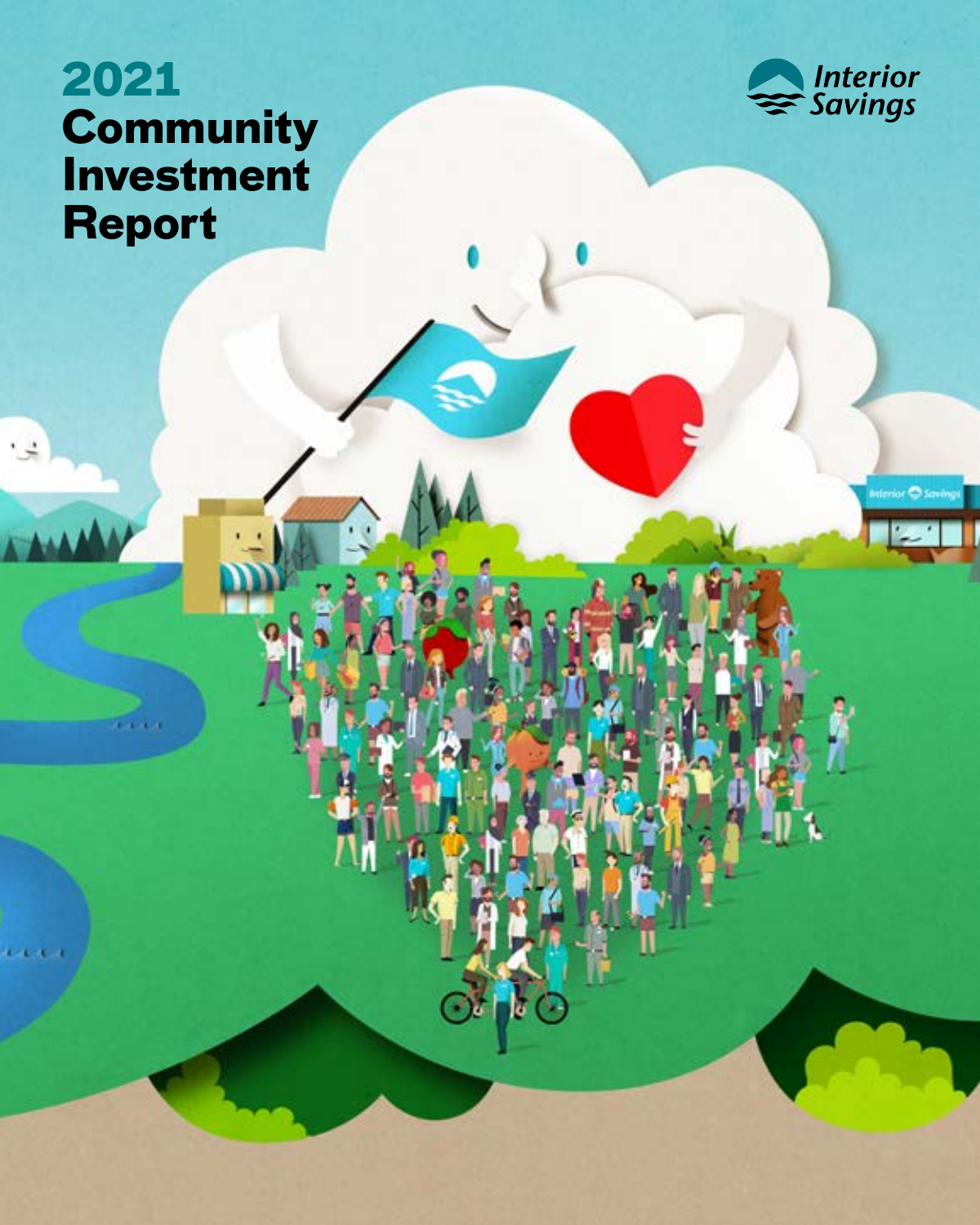# 2021 Community Investment Report

Interior Savings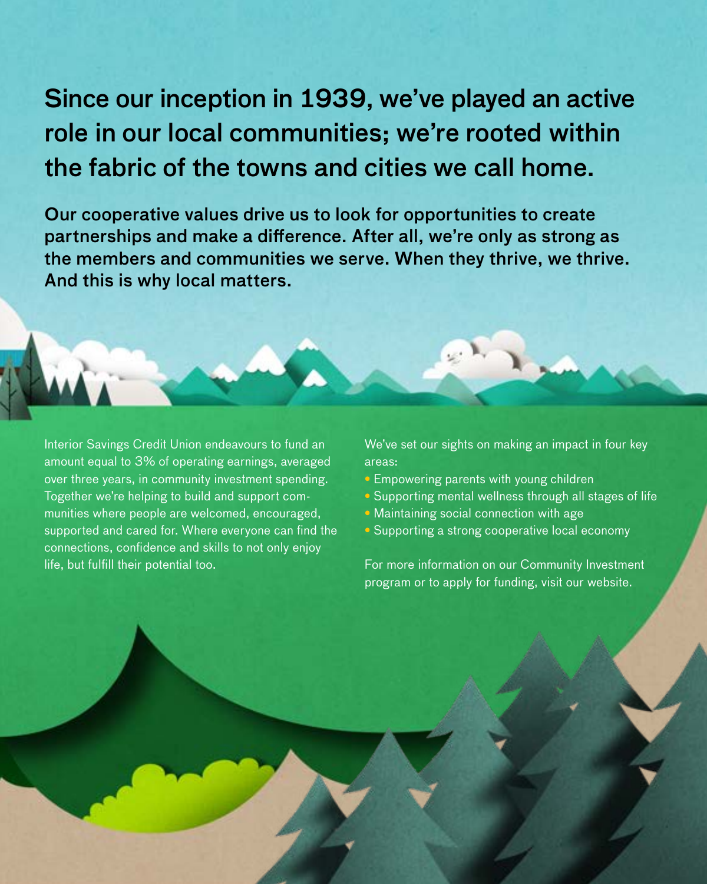# Since our inception in 1939, we've played an active role in our local communities; we're rooted within the fabric of the towns and cities we call home.

**Our cooperative values drive us to look for opportunities to create partnerships and make a difference. After all, we're only as strong as the members and communities we serve. When they thrive, we thrive. And this is why local matters.**

Interior Savings Credit Union endeavours to fund an amount equal to 3% of operating earnings, averaged over three years, in community investment spending. Together we're helping to build and support communities where people are welcomed, encouraged, supported and cared for. Where everyone can find the connections, confidence and skills to not only enjoy life, but fulfill their potential too.

We've set our sights on making an impact in four key areas:

- Empowering parents with young children
- Supporting mental wellness through all stages of life
- Maintaining social connection with age
- Supporting a strong cooperative local economy

For more information on our Community Investment program or to apply for funding, visit our website.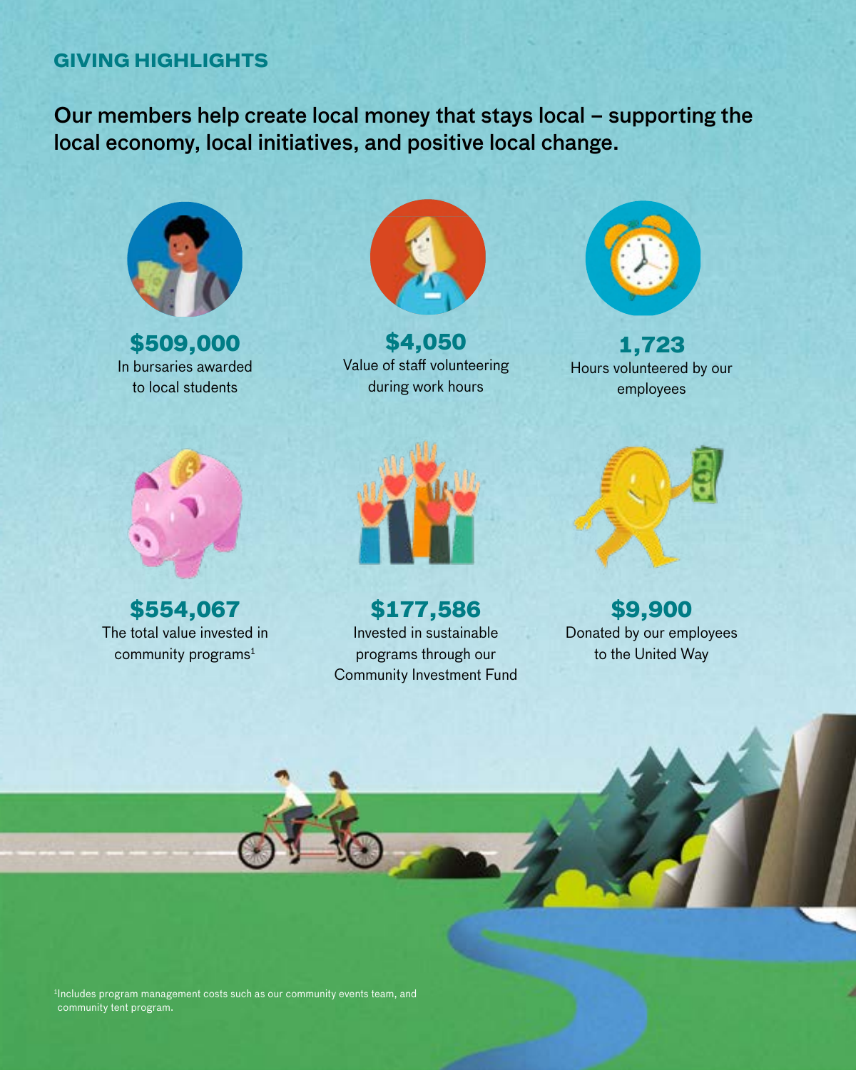## GIVING HIGHLIGHTS

**Our members help create local money that stays local – supporting the local economy, local initiatives, and positive local change.**

**$509,000**
In bursaries awarded to local students

**$4,050**
Value of staff volunteering during work hours

**1,723**
Hours volunteered by our employees

**$554,067**
The total value invested in community programs[1]

**$177,586**
Invested in sustainable programs through our Community Investment Fund

**$9,900**
Donated by our employees to the United Way

[1]Includes program management costs such as our community events team, and community tent program.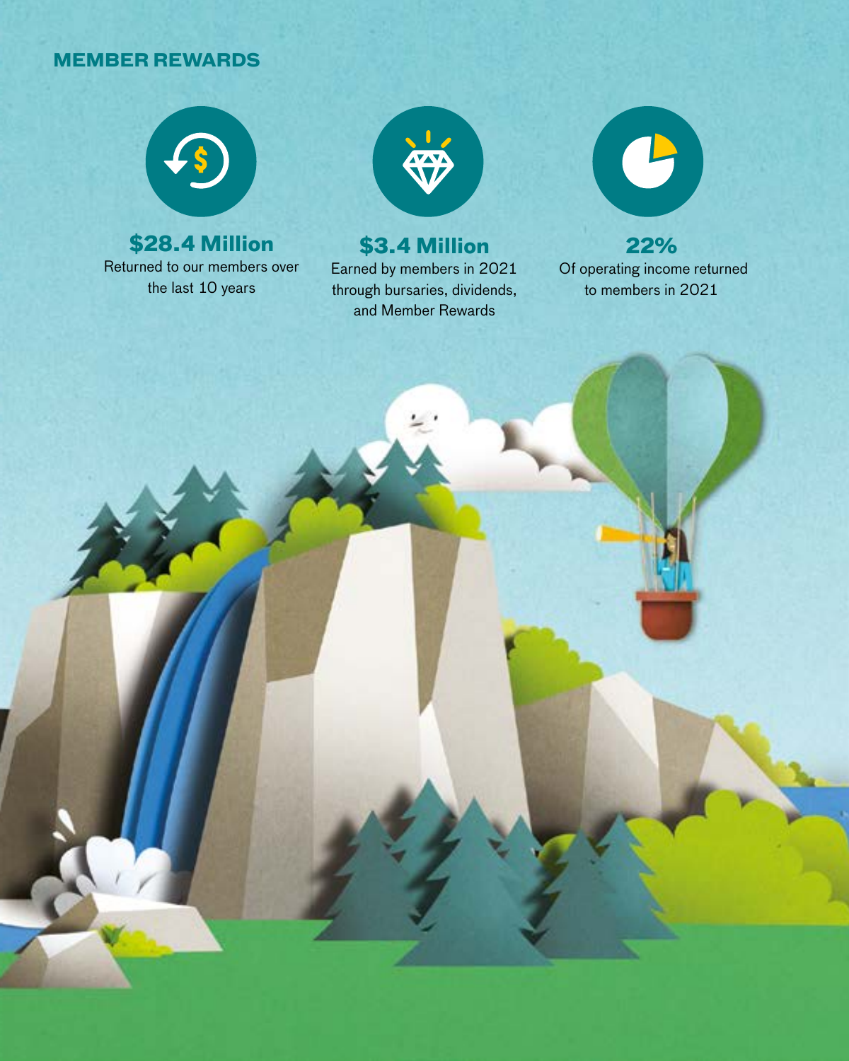## MEMBER REWARDS

**$28.4 Million**
Returned to our members over the last 10 years

**$3.4 Million**
Earned by members in 2021 through bursaries, dividends, and Member Rewards

**22%**
Of operating income returned to members in 2021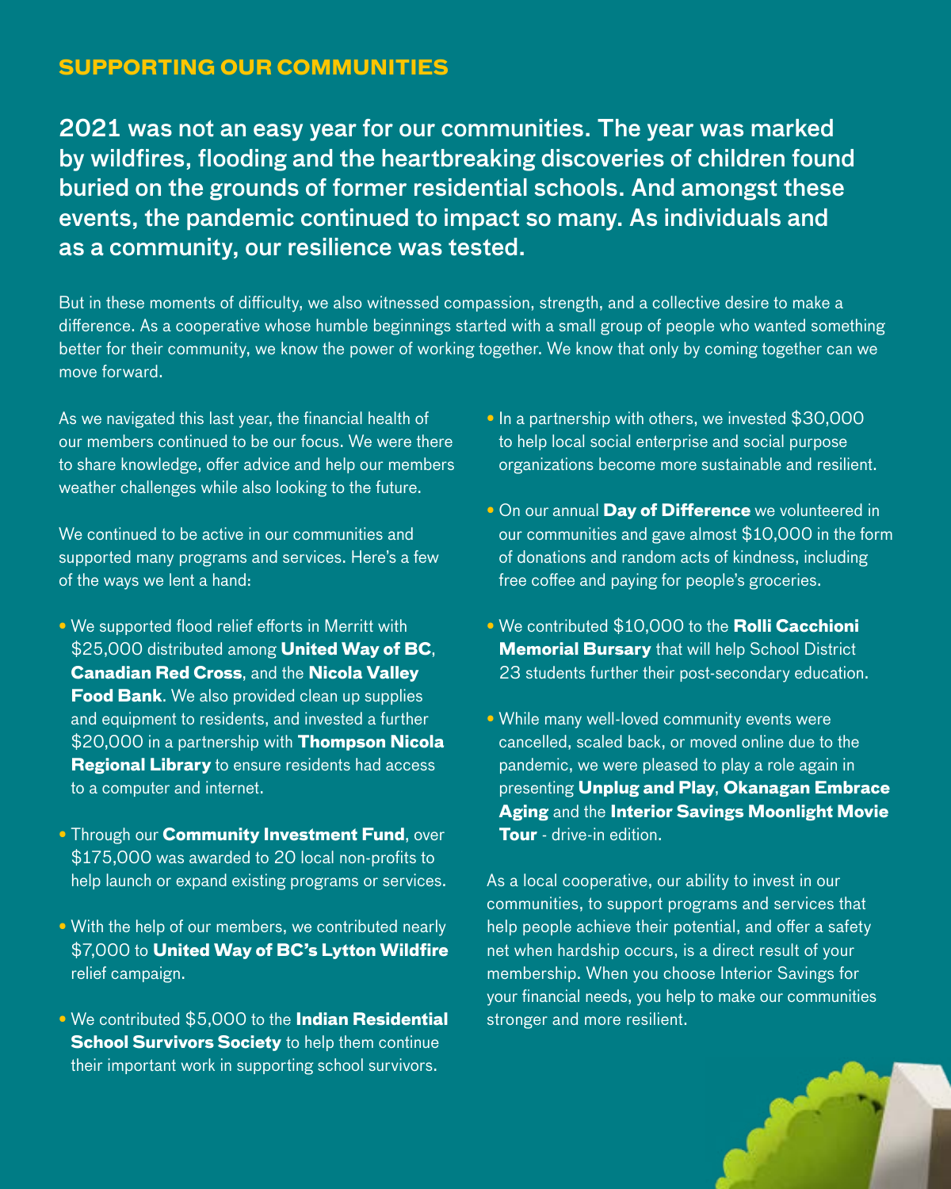## SUPPORTING OUR COMMUNITIES

### 2021 was not an easy year for our communities. The year was marked by wildfires, flooding and the heartbreaking discoveries of children found buried on the grounds of former residential schools. And amongst these events, the pandemic continued to impact so many. As individuals and as a community, our resilience was tested.

But in these moments of difficulty, we also witnessed compassion, strength, and a collective desire to make a difference. As a cooperative whose humble beginnings started with a small group of people who wanted something better for their community, we know the power of working together. We know that only by coming together can we move forward.

As we navigated this last year, the financial health of our members continued to be our focus. We were there to share knowledge, offer advice and help our members weather challenges while also looking to the future.

We continued to be active in our communities and supported many programs and services. Here's a few of the ways we lent a hand:

- We supported flood relief efforts in Merritt with $25,000 distributed among **United Way of BC**, **Canadian Red Cross**, and the **Nicola Valley Food Bank**. We also provided clean up supplies and equipment to residents, and invested a further $20,000 in a partnership with **Thompson Nicola Regional Library** to ensure residents had access to a computer and internet.
- Through our **Community Investment Fund**, over $175,000 was awarded to 20 local non-profits to help launch or expand existing programs or services.
- With the help of our members, we contributed nearly $7,000 to **United Way of BC's Lytton Wildfire** relief campaign.
- We contributed $5,000 to the **Indian Residential School Survivors Society** to help them continue their important work in supporting school survivors.
- In a partnership with others, we invested $30,000 to help local social enterprise and social purpose organizations become more sustainable and resilient.
- On our annual **Day of Difference** we volunteered in our communities and gave almost $10,000 in the form of donations and random acts of kindness, including free coffee and paying for people's groceries.
- We contributed $10,000 to the **Rolli Cacchioni Memorial Bursary** that will help School District 23 students further their post-secondary education.
- While many well-loved community events were cancelled, scaled back, or moved online due to the pandemic, we were pleased to play a role again in presenting **Unplug and Play**, **Okanagan Embrace Aging** and the **Interior Savings Moonlight Movie Tour** - drive-in edition.

As a local cooperative, our ability to invest in our communities, to support programs and services that help people achieve their potential, and offer a safety net when hardship occurs, is a direct result of your membership. When you choose Interior Savings for your financial needs, you help to make our communities stronger and more resilient.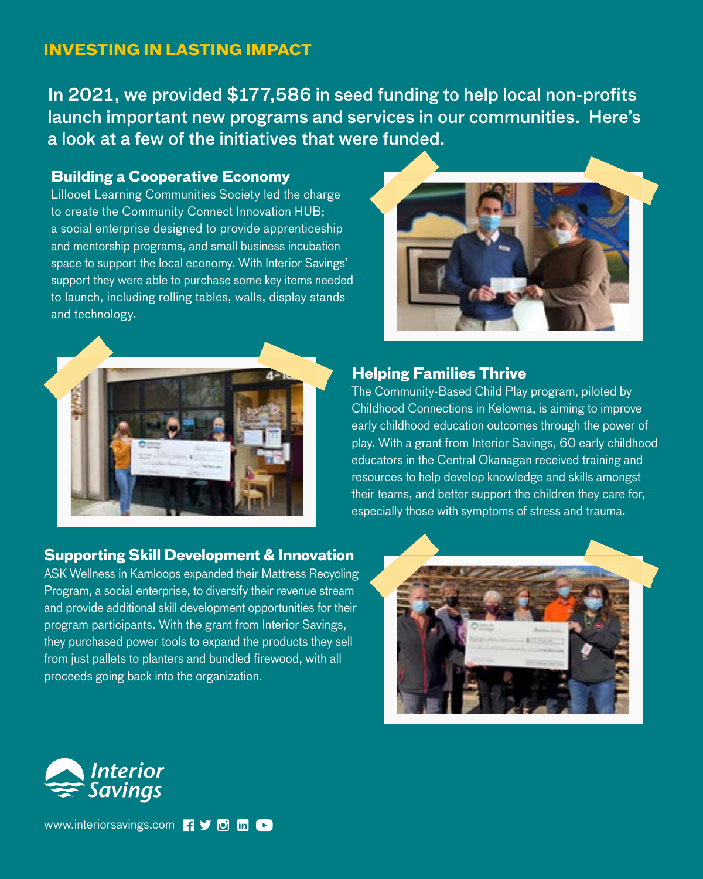## INVESTING IN LASTING IMPACT

In 2021, we provided $177,586 in seed funding to help local non-profits launch important new programs and services in our communities. Here's a look at a few of the initiatives that were funded.

### Building a Cooperative Economy

Lillooet Learning Communities Society led the charge to create the Community Connect Innovation HUB; a social enterprise designed to provide apprenticeship and mentorship programs, and small business incubation space to support the local economy. With Interior Savings' support they were able to purchase some key items needed to launch, including rolling tables, walls, display stands and technology.

### Helping Families Thrive

The Community-Based Child Play program, piloted by Childhood Connections in Kelowna, is aiming to improve early childhood education outcomes through the power of play. With a grant from Interior Savings, 60 early childhood educators in the Central Okanagan received training and resources to help develop knowledge and skills amongst their teams, and better support the children they care for, especially those with symptoms of stress and trauma.

### Supporting Skill Development & Innovation

ASK Wellness in Kamloops expanded their Mattress Recycling Program, a social enterprise, to diversify their revenue stream and provide additional skill development opportunities for their program participants. With the grant from Interior Savings, they purchased power tools to expand the products they sell from just pallets to planters and bundled firewood, with all proceeds going back into the organization.

Interior Savings

www.interiorsavings.com